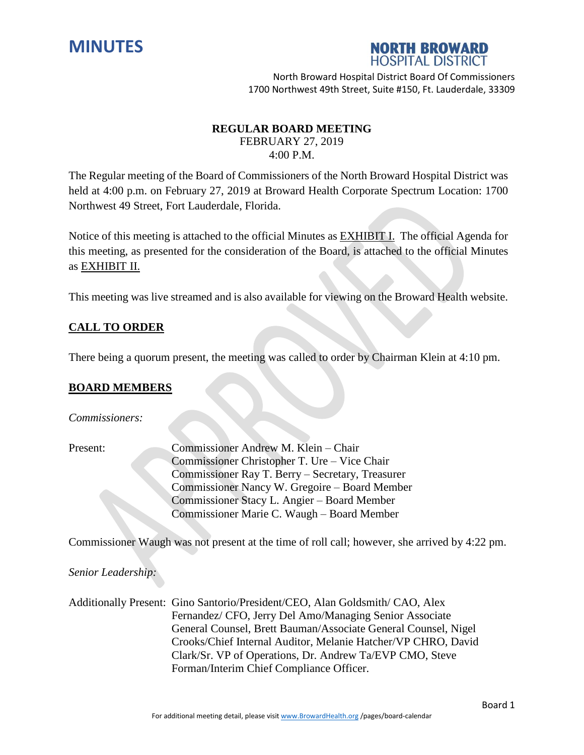# MINUTES

**NORTH BROWARD HOSPITAL DISTRICT**

North Broward Hospital District Board Of Commissioners
1700 Northwest 49th Street, Suite #150, Ft. Lauderdale, 33309

## REGULAR BOARD MEETING

FEBRUARY 27, 2019
4:00 P.M.

The Regular meeting of the Board of Commissioners of the North Broward Hospital District was held at 4:00 p.m. on February 27, 2019 at Broward Health Corporate Spectrum Location: 1700 Northwest 49 Street, Fort Lauderdale, Florida.

Notice of this meeting is attached to the official Minutes as EXHIBIT I. The official Agenda for this meeting, as presented for the consideration of the Board, is attached to the official Minutes as EXHIBIT II.

This meeting was live streamed and is also available for viewing on the Broward Health website.

## CALL TO ORDER

There being a quorum present, the meeting was called to order by Chairman Klein at 4:10 pm.

## BOARD MEMBERS

*Commissioners:*

Present:
- Commissioner Andrew M. Klein – Chair
- Commissioner Christopher T. Ure – Vice Chair
- Commissioner Ray T. Berry – Secretary, Treasurer
- Commissioner Nancy W. Gregoire – Board Member
- Commissioner Stacy L. Angier – Board Member
- Commissioner Marie C. Waugh – Board Member

Commissioner Waugh was not present at the time of roll call; however, she arrived by 4:22 pm.

*Senior Leadership:*

Additionally Present: Gino Santorio/President/CEO, Alan Goldsmith/ CAO, Alex Fernandez/ CFO, Jerry Del Amo/Managing Senior Associate General Counsel, Brett Bauman/Associate General Counsel, Nigel Crooks/Chief Internal Auditor, Melanie Hatcher/VP CHRO, David Clark/Sr. VP of Operations, Dr. Andrew Ta/EVP CMO, Steve Forman/Interim Chief Compliance Officer.

For additional meeting detail, please visit www.BrowardHealth.org /pages/board-calendar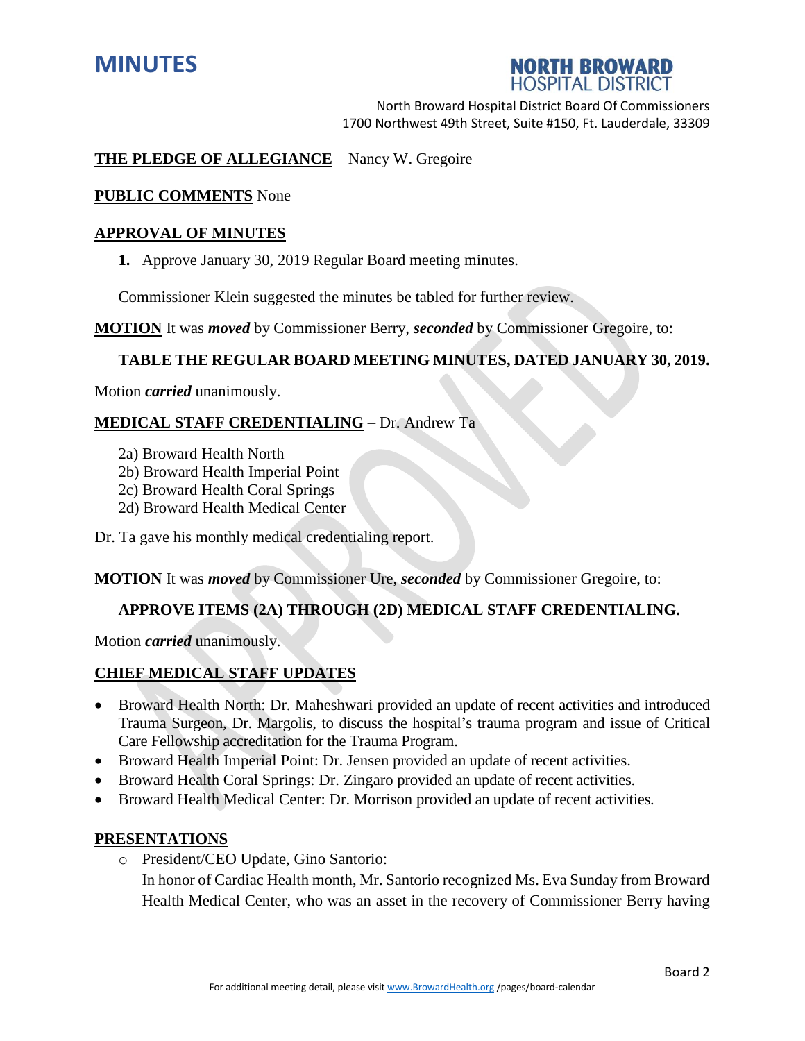**THE PLEDGE OF ALLEGIANCE** – Nancy W. Gregoire

**PUBLIC COMMENTS** None

**APPROVAL OF MINUTES**

1. Approve January 30, 2019 Regular Board meeting minutes.

Commissioner Klein suggested the minutes be tabled for further review.

**MOTION** It was ***moved*** by Commissioner Berry, ***seconded*** by Commissioner Gregoire, to:

**TABLE THE REGULAR BOARD MEETING MINUTES, DATED JANUARY 30, 2019.**

Motion ***carried*** unanimously.

**MEDICAL STAFF CREDENTIALING** – Dr. Andrew Ta

2a) Broward Health North
2b) Broward Health Imperial Point
2c) Broward Health Coral Springs
2d) Broward Health Medical Center

Dr. Ta gave his monthly medical credentialing report.

**MOTION** It was ***moved*** by Commissioner Ure, ***seconded*** by Commissioner Gregoire, to:

**APPROVE ITEMS (2A) THROUGH (2D) MEDICAL STAFF CREDENTIALING.**

Motion ***carried*** unanimously.

**CHIEF MEDICAL STAFF UPDATES**

- Broward Health North: Dr. Maheshwari provided an update of recent activities and introduced Trauma Surgeon, Dr. Margolis, to discuss the hospital's trauma program and issue of Critical Care Fellowship accreditation for the Trauma Program.
- Broward Health Imperial Point: Dr. Jensen provided an update of recent activities.
- Broward Health Coral Springs: Dr. Zingaro provided an update of recent activities.
- Broward Health Medical Center: Dr. Morrison provided an update of recent activities.

**PRESENTATIONS**

- President/CEO Update, Gino Santorio:
  In honor of Cardiac Health month, Mr. Santorio recognized Ms. Eva Sunday from Broward Health Medical Center, who was an asset in the recovery of Commissioner Berry having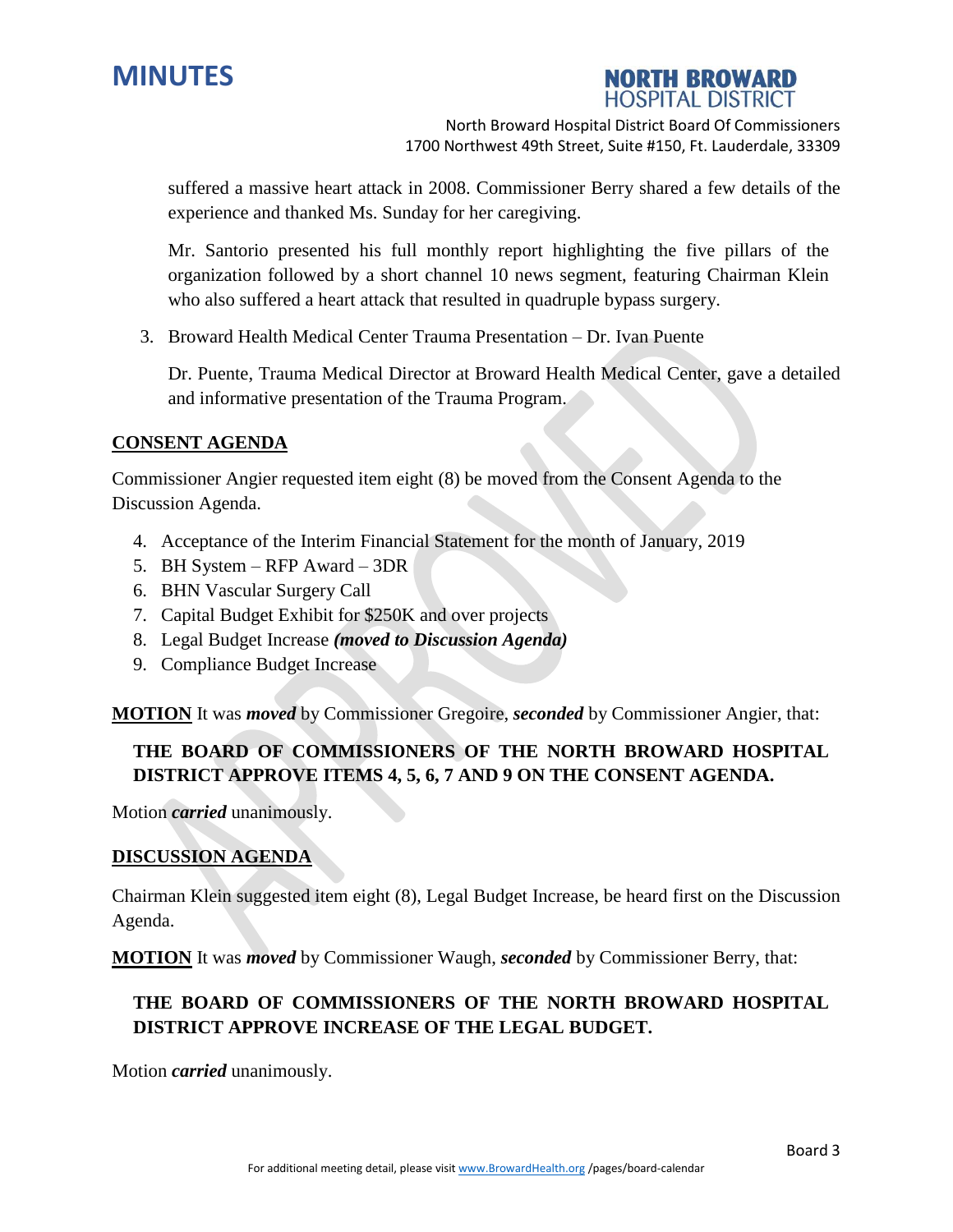suffered a massive heart attack in 2008. Commissioner Berry shared a few details of the experience and thanked Ms. Sunday for her caregiving.

Mr. Santorio presented his full monthly report highlighting the five pillars of the organization followed by a short channel 10 news segment, featuring Chairman Klein who also suffered a heart attack that resulted in quadruple bypass surgery.

3. Broward Health Medical Center Trauma Presentation – Dr. Ivan Puente

   Dr. Puente, Trauma Medical Director at Broward Health Medical Center, gave a detailed and informative presentation of the Trauma Program.

## CONSENT AGENDA

Commissioner Angier requested item eight (8) be moved from the Consent Agenda to the Discussion Agenda.

4. Acceptance of the Interim Financial Statement for the month of January, 2019
5. BH System – RFP Award – 3DR
6. BHN Vascular Surgery Call
7. Capital Budget Exhibit for $250K and over projects
8. Legal Budget Increase ***(moved to Discussion Agenda)***
9. Compliance Budget Increase

**MOTION** It was ***moved*** by Commissioner Gregoire, ***seconded*** by Commissioner Angier, that:

**THE BOARD OF COMMISSIONERS OF THE NORTH BROWARD HOSPITAL DISTRICT APPROVE ITEMS 4, 5, 6, 7 AND 9 ON THE CONSENT AGENDA.**

Motion ***carried*** unanimously.

## DISCUSSION AGENDA

Chairman Klein suggested item eight (8), Legal Budget Increase, be heard first on the Discussion Agenda.

**MOTION** It was ***moved*** by Commissioner Waugh, ***seconded*** by Commissioner Berry, that:

**THE BOARD OF COMMISSIONERS OF THE NORTH BROWARD HOSPITAL DISTRICT APPROVE INCREASE OF THE LEGAL BUDGET.**

Motion ***carried*** unanimously.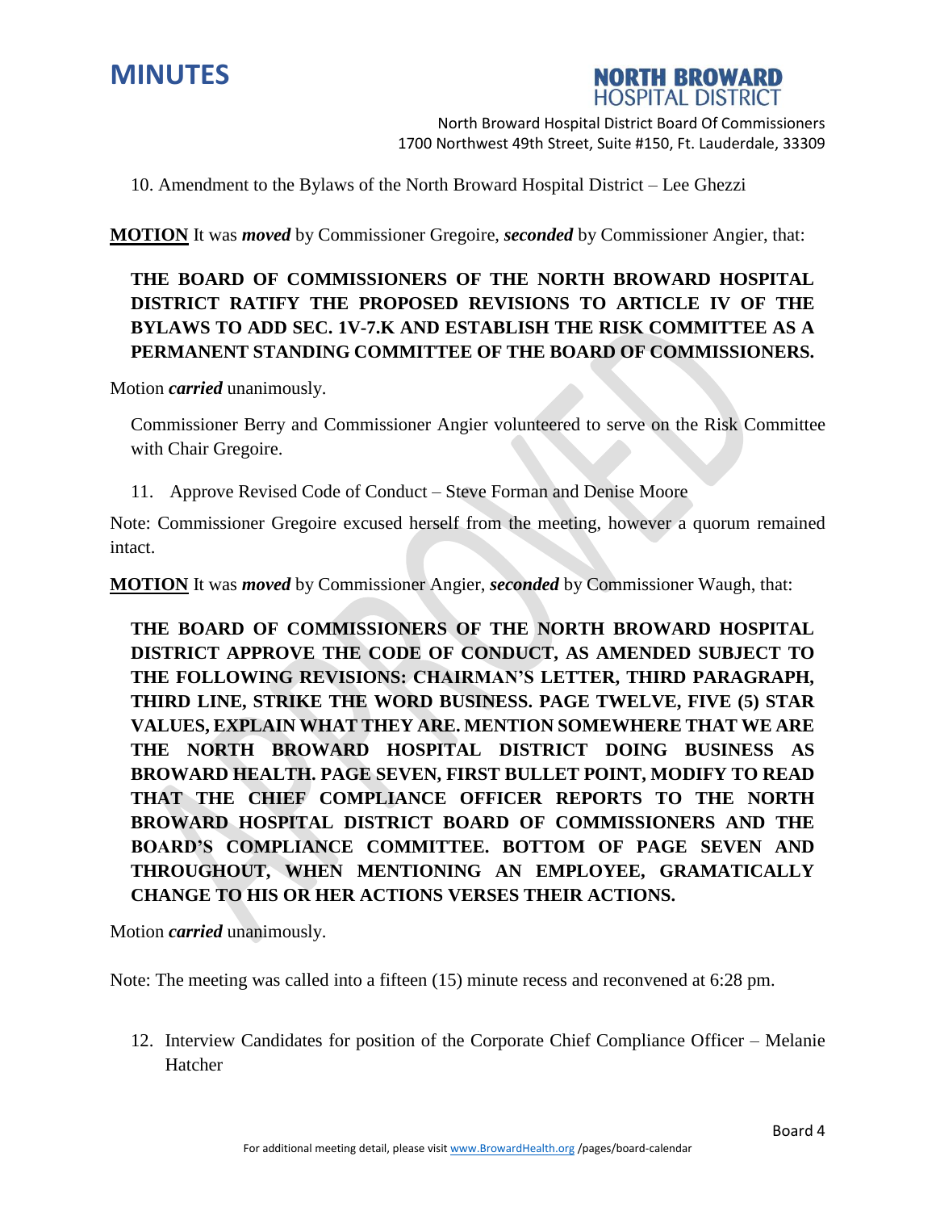10. Amendment to the Bylaws of the North Broward Hospital District – Lee Ghezzi

**MOTION** It was ***moved*** by Commissioner Gregoire, ***seconded*** by Commissioner Angier, that:

> **THE BOARD OF COMMISSIONERS OF THE NORTH BROWARD HOSPITAL DISTRICT RATIFY THE PROPOSED REVISIONS TO ARTICLE IV OF THE BYLAWS TO ADD SEC. 1V-7.K AND ESTABLISH THE RISK COMMITTEE AS A PERMANENT STANDING COMMITTEE OF THE BOARD OF COMMISSIONERS.**

Motion ***carried*** unanimously.

Commissioner Berry and Commissioner Angier volunteered to serve on the Risk Committee with Chair Gregoire.

11. Approve Revised Code of Conduct – Steve Forman and Denise Moore

Note: Commissioner Gregoire excused herself from the meeting, however a quorum remained intact.

**MOTION** It was ***moved*** by Commissioner Angier, ***seconded*** by Commissioner Waugh, that:

> **THE BOARD OF COMMISSIONERS OF THE NORTH BROWARD HOSPITAL DISTRICT APPROVE THE CODE OF CONDUCT, AS AMENDED SUBJECT TO THE FOLLOWING REVISIONS: CHAIRMAN'S LETTER, THIRD PARAGRAPH, THIRD LINE, STRIKE THE WORD BUSINESS. PAGE TWELVE, FIVE (5) STAR VALUES, EXPLAIN WHAT THEY ARE. MENTION SOMEWHERE THAT WE ARE THE NORTH BROWARD HOSPITAL DISTRICT DOING BUSINESS AS BROWARD HEALTH. PAGE SEVEN, FIRST BULLET POINT, MODIFY TO READ THAT THE CHIEF COMPLIANCE OFFICER REPORTS TO THE NORTH BROWARD HOSPITAL DISTRICT BOARD OF COMMISSIONERS AND THE BOARD'S COMPLIANCE COMMITTEE. BOTTOM OF PAGE SEVEN AND THROUGHOUT, WHEN MENTIONING AN EMPLOYEE, GRAMATICALLY CHANGE TO HIS OR HER ACTIONS VERSES THEIR ACTIONS.**

Motion ***carried*** unanimously.

Note: The meeting was called into a fifteen (15) minute recess and reconvened at 6:28 pm.

12. Interview Candidates for position of the Corporate Chief Compliance Officer – Melanie Hatcher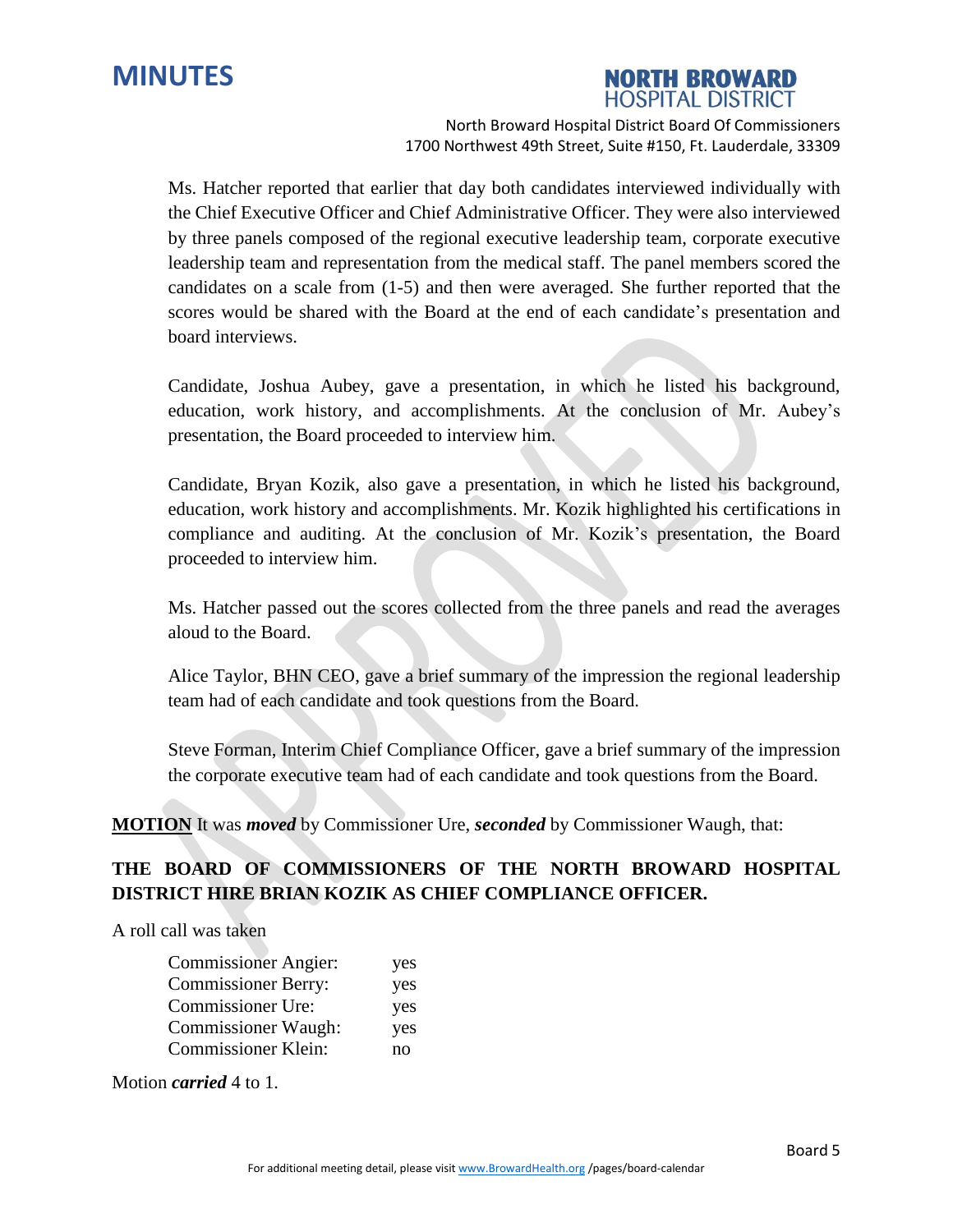Ms. Hatcher reported that earlier that day both candidates interviewed individually with the Chief Executive Officer and Chief Administrative Officer. They were also interviewed by three panels composed of the regional executive leadership team, corporate executive leadership team and representation from the medical staff. The panel members scored the candidates on a scale from (1-5) and then were averaged. She further reported that the scores would be shared with the Board at the end of each candidate's presentation and board interviews.

Candidate, Joshua Aubey, gave a presentation, in which he listed his background, education, work history, and accomplishments. At the conclusion of Mr. Aubey's presentation, the Board proceeded to interview him.

Candidate, Bryan Kozik, also gave a presentation, in which he listed his background, education, work history and accomplishments. Mr. Kozik highlighted his certifications in compliance and auditing. At the conclusion of Mr. Kozik's presentation, the Board proceeded to interview him.

Ms. Hatcher passed out the scores collected from the three panels and read the averages aloud to the Board.

Alice Taylor, BHN CEO, gave a brief summary of the impression the regional leadership team had of each candidate and took questions from the Board.

Steve Forman, Interim Chief Compliance Officer, gave a brief summary of the impression the corporate executive team had of each candidate and took questions from the Board.

**MOTION** It was ***moved*** by Commissioner Ure, ***seconded*** by Commissioner Waugh, that:

**THE BOARD OF COMMISSIONERS OF THE NORTH BROWARD HOSPITAL DISTRICT HIRE BRIAN KOZIK AS CHIEF COMPLIANCE OFFICER.**

A roll call was taken

| | |
|---|---|
| Commissioner Angier: | yes |
| Commissioner Berry: | yes |
| Commissioner Ure: | yes |
| Commissioner Waugh: | yes |
| Commissioner Klein: | no |

Motion ***carried*** 4 to 1.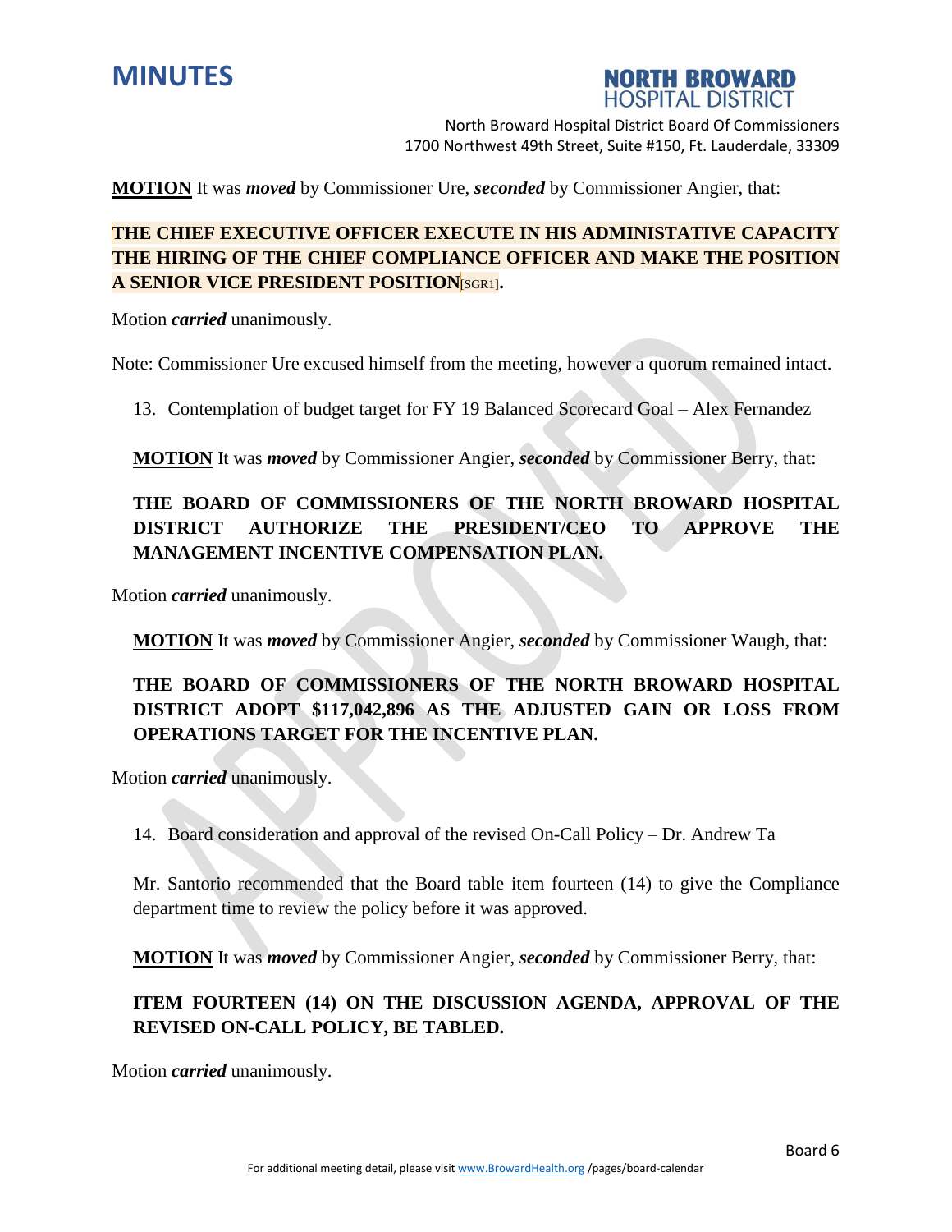**MOTION** It was ***moved*** by Commissioner Ure, ***seconded*** by Commissioner Angier, that:

**THE CHIEF EXECUTIVE OFFICER EXECUTE IN HIS ADMINISTATIVE CAPACITY THE HIRING OF THE CHIEF COMPLIANCE OFFICER AND MAKE THE POSITION A SENIOR VICE PRESIDENT POSITION**[SGR1]**.**

Motion ***carried*** unanimously.

Note: Commissioner Ure excused himself from the meeting, however a quorum remained intact.

13. Contemplation of budget target for FY 19 Balanced Scorecard Goal – Alex Fernandez

**MOTION** It was ***moved*** by Commissioner Angier, ***seconded*** by Commissioner Berry, that:

**THE BOARD OF COMMISSIONERS OF THE NORTH BROWARD HOSPITAL DISTRICT AUTHORIZE THE PRESIDENT/CEO TO APPROVE THE MANAGEMENT INCENTIVE COMPENSATION PLAN.**

Motion ***carried*** unanimously.

**MOTION** It was ***moved*** by Commissioner Angier, ***seconded*** by Commissioner Waugh, that:

**THE BOARD OF COMMISSIONERS OF THE NORTH BROWARD HOSPITAL DISTRICT ADOPT $117,042,896 AS THE ADJUSTED GAIN OR LOSS FROM OPERATIONS TARGET FOR THE INCENTIVE PLAN.**

Motion ***carried*** unanimously.

14. Board consideration and approval of the revised On-Call Policy – Dr. Andrew Ta

Mr. Santorio recommended that the Board table item fourteen (14) to give the Compliance department time to review the policy before it was approved.

**MOTION** It was ***moved*** by Commissioner Angier, ***seconded*** by Commissioner Berry, that:

**ITEM FOURTEEN (14) ON THE DISCUSSION AGENDA, APPROVAL OF THE REVISED ON-CALL POLICY, BE TABLED.**

Motion ***carried*** unanimously.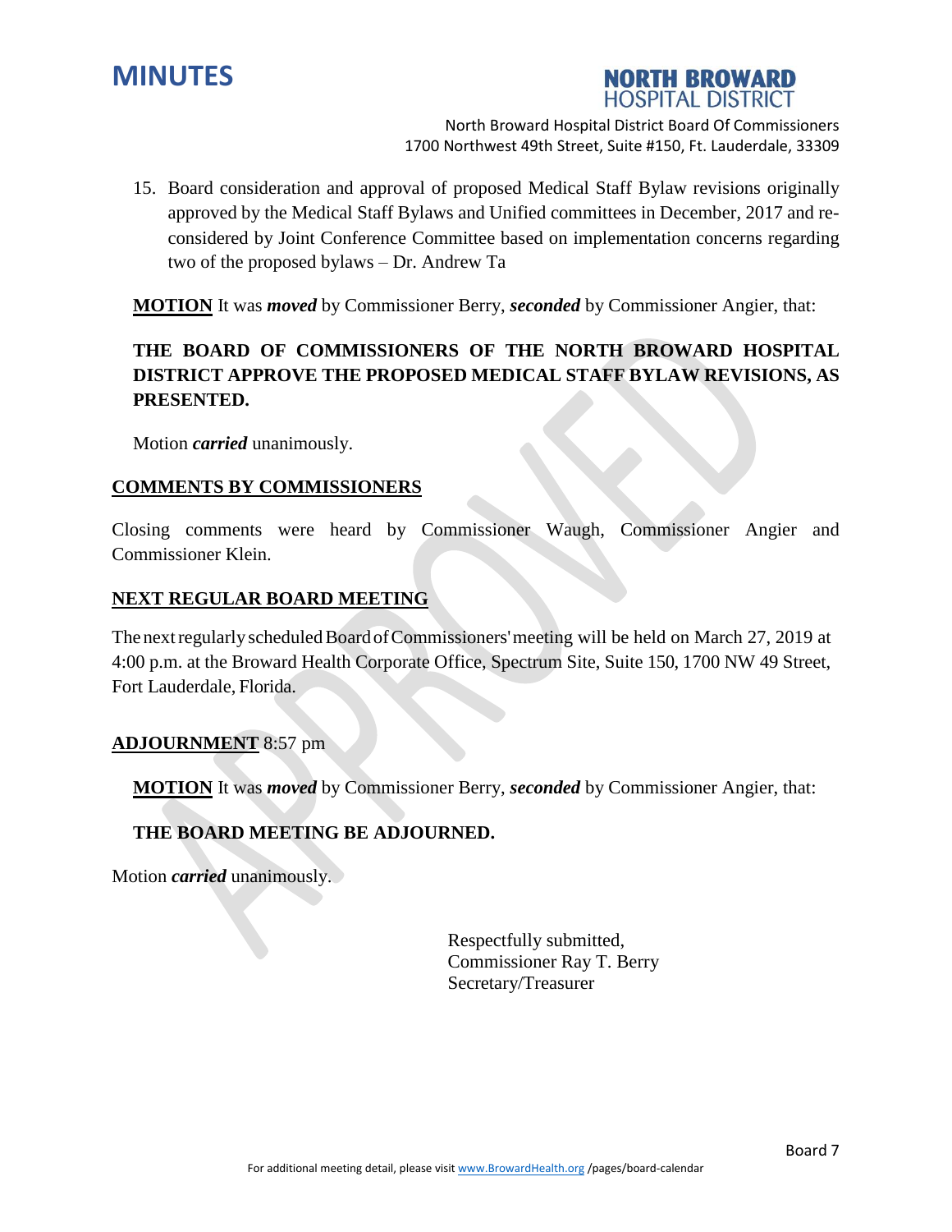15. Board consideration and approval of proposed Medical Staff Bylaw revisions originally approved by the Medical Staff Bylaws and Unified committees in December, 2017 and re-considered by Joint Conference Committee based on implementation concerns regarding two of the proposed bylaws – Dr. Andrew Ta

**MOTION** It was ***moved*** by Commissioner Berry, ***seconded*** by Commissioner Angier, that:

**THE BOARD OF COMMISSIONERS OF THE NORTH BROWARD HOSPITAL DISTRICT APPROVE THE PROPOSED MEDICAL STAFF BYLAW REVISIONS, AS PRESENTED.**

Motion ***carried*** unanimously.

**COMMENTS BY COMMISSIONERS**

Closing comments were heard by Commissioner Waugh, Commissioner Angier and Commissioner Klein.

**NEXT REGULAR BOARD MEETING**

The next regularly scheduled Board of Commissioners' meeting will be held on March 27, 2019 at 4:00 p.m. at the Broward Health Corporate Office, Spectrum Site, Suite 150, 1700 NW 49 Street, Fort Lauderdale, Florida.

**ADJOURNMENT** 8:57 pm

**MOTION** It was ***moved*** by Commissioner Berry, ***seconded*** by Commissioner Angier, that:

**THE BOARD MEETING BE ADJOURNED.**

Motion ***carried*** unanimously.

Respectfully submitted,
Commissioner Ray T. Berry
Secretary/Treasurer